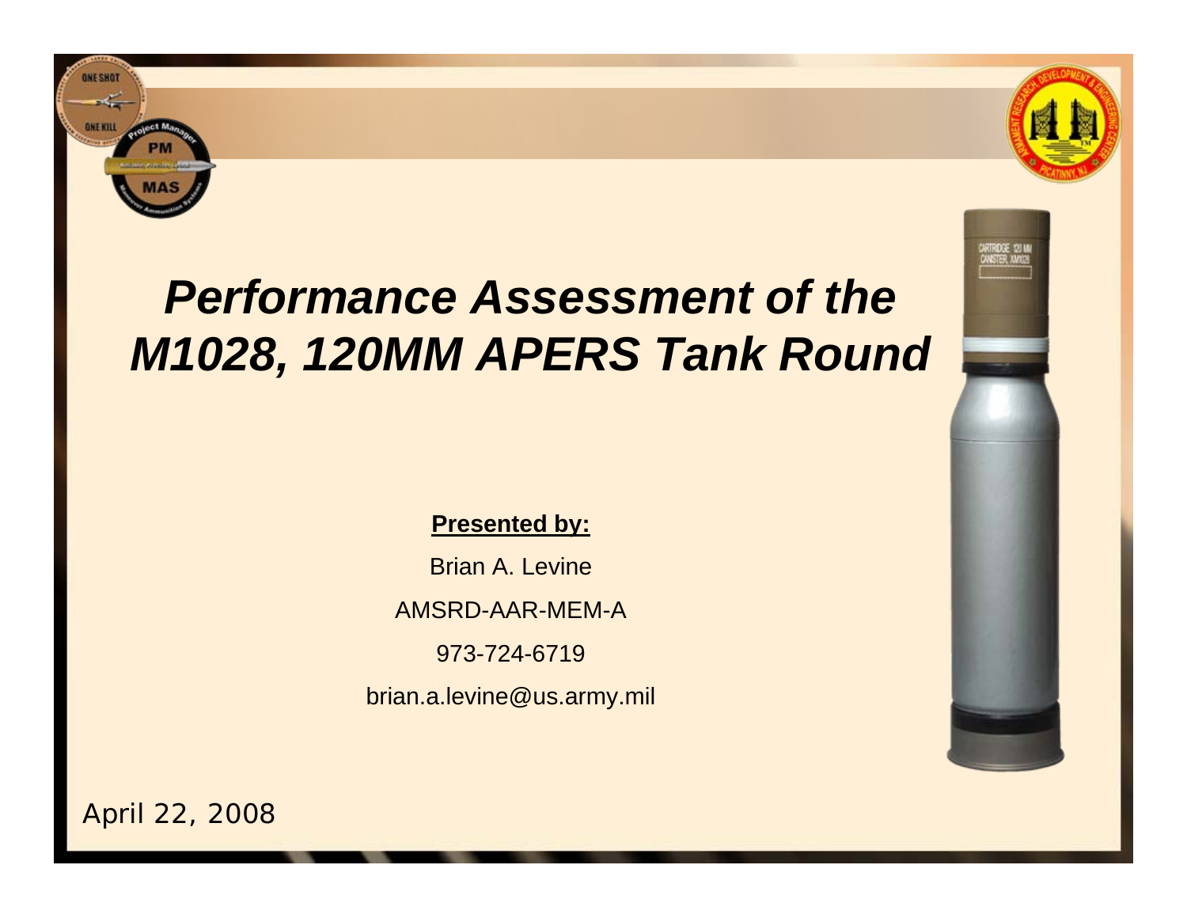# *Performance Assessment of the M1028, 120MM APERS Tank Round*

**Presented by:**

Brian A. Levine

AMSRD-AAR-MEM-A

973-724-6719

brian.a.levine@us.army.mil

April 22, 2008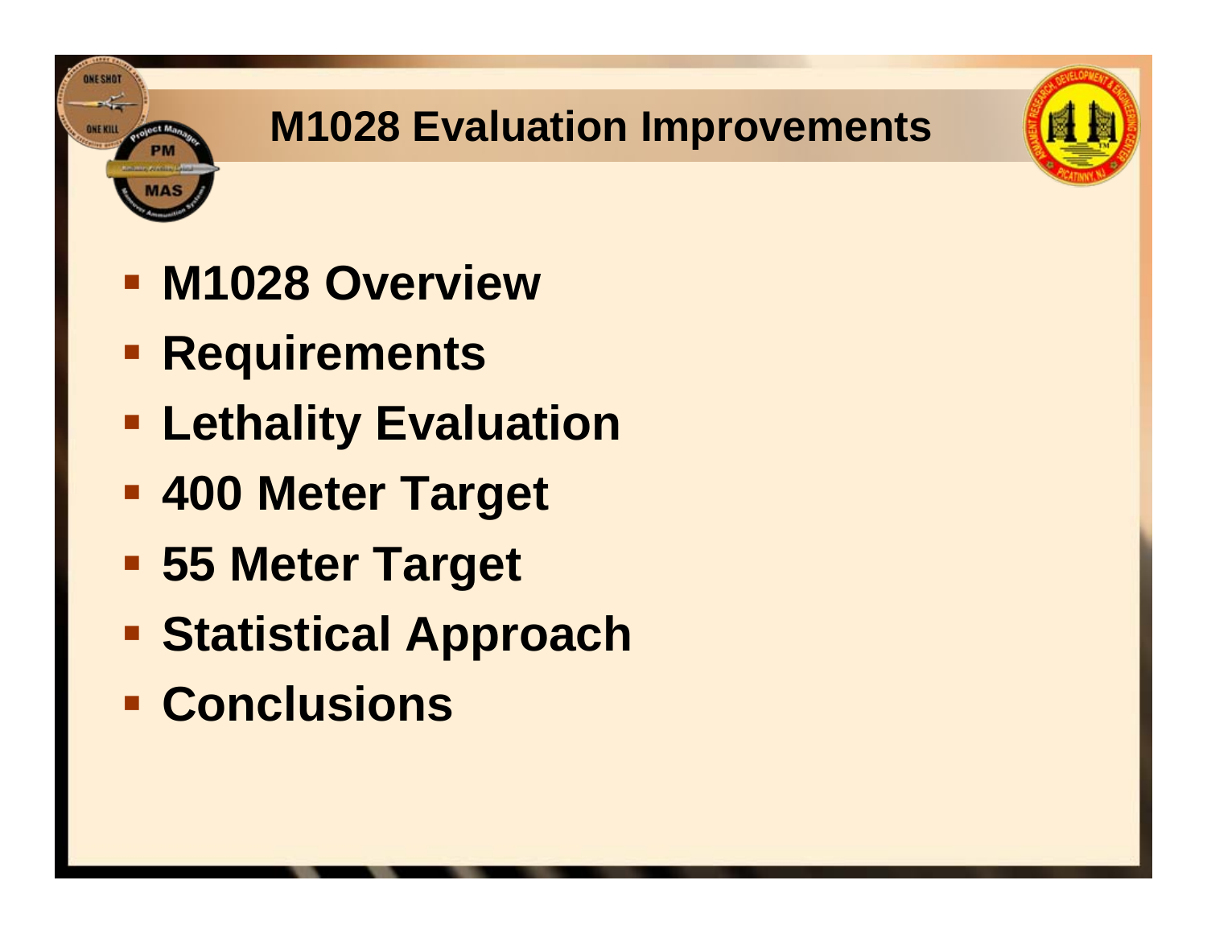# M1028 Evaluation Improvements

- M1028 Overview
- Requirements
- Lethality Evaluation
- 400 Meter Target
- 55 Meter Target
- Statistical Approach
- Conclusions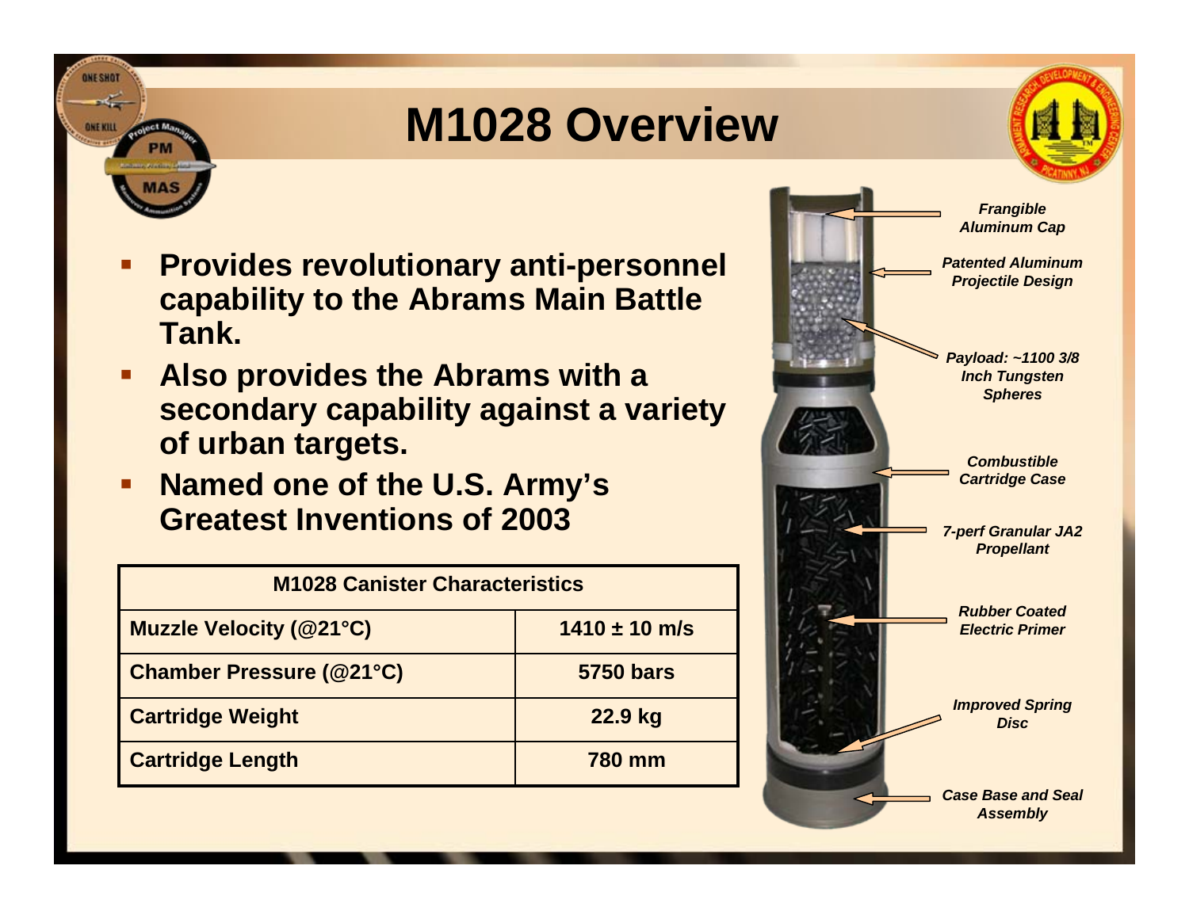# M1028 Overview

- **Provides revolutionary anti-personnel capability to the Abrams Main Battle Tank.**
- **Also provides the Abrams with a secondary capability against a variety of urban targets.**
- **Named one of the U.S. Army's Greatest Inventions of 2003**

| M1028 Canister Characteristics | |
| --- | --- |
| Muzzle Velocity (@21°C) | 1410 ± 10 m/s |
| Chamber Pressure (@21°C) | 5750 bars |
| Cartridge Weight | 22.9 kg |
| Cartridge Length | 780 mm |

*Frangible Aluminum Cap*

*Patented Aluminum Projectile Design*

*Payload: ~1100 3/8 Inch Tungsten Spheres*

*Combustible Cartridge Case*

*7-perf Granular JA2 Propellant*

*Rubber Coated Electric Primer*

*Improved Spring Disc*

*Case Base and Seal Assembly*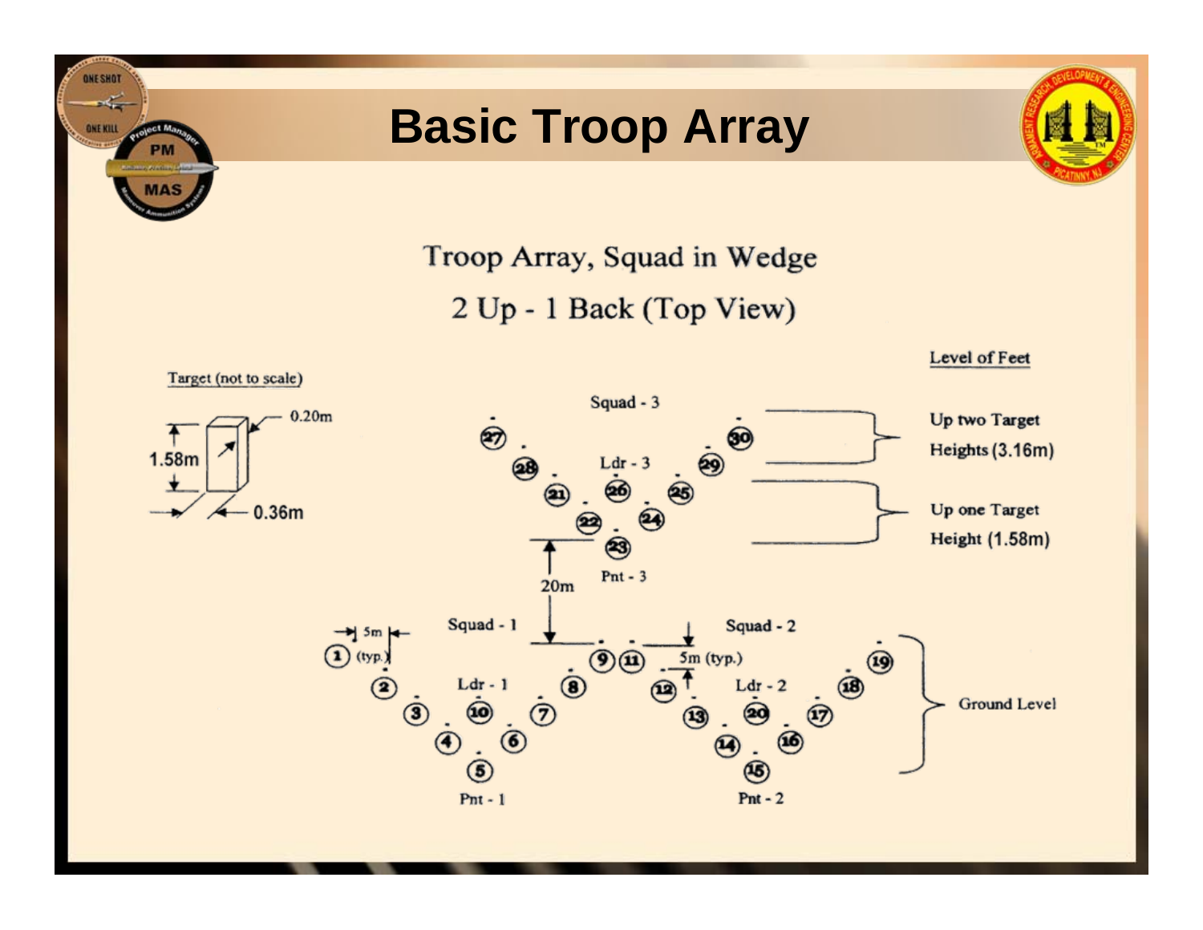# Basic Troop Array

Troop Array, Squad in Wedge

2 Up - 1 Back (Top View)

Target (not to scale)

0.20m

1.58m

0.36m

Level of Feet

Squad - 3

Ldr - 3

Pnt - 3

Up two Target Heights (3.16m)

Up one Target Height (1.58m)

20m

Squad - 1

Ldr - 1

Pnt - 1

5m (typ.)

Squad - 2

Ldr - 2

Pnt - 2

5m (typ.)

Ground Level

1 2 3 4 5 6 7 8 9 10 11 12 13 14 15 16 17 18 19 20 21 22 23 24 25 26 27 28 29 30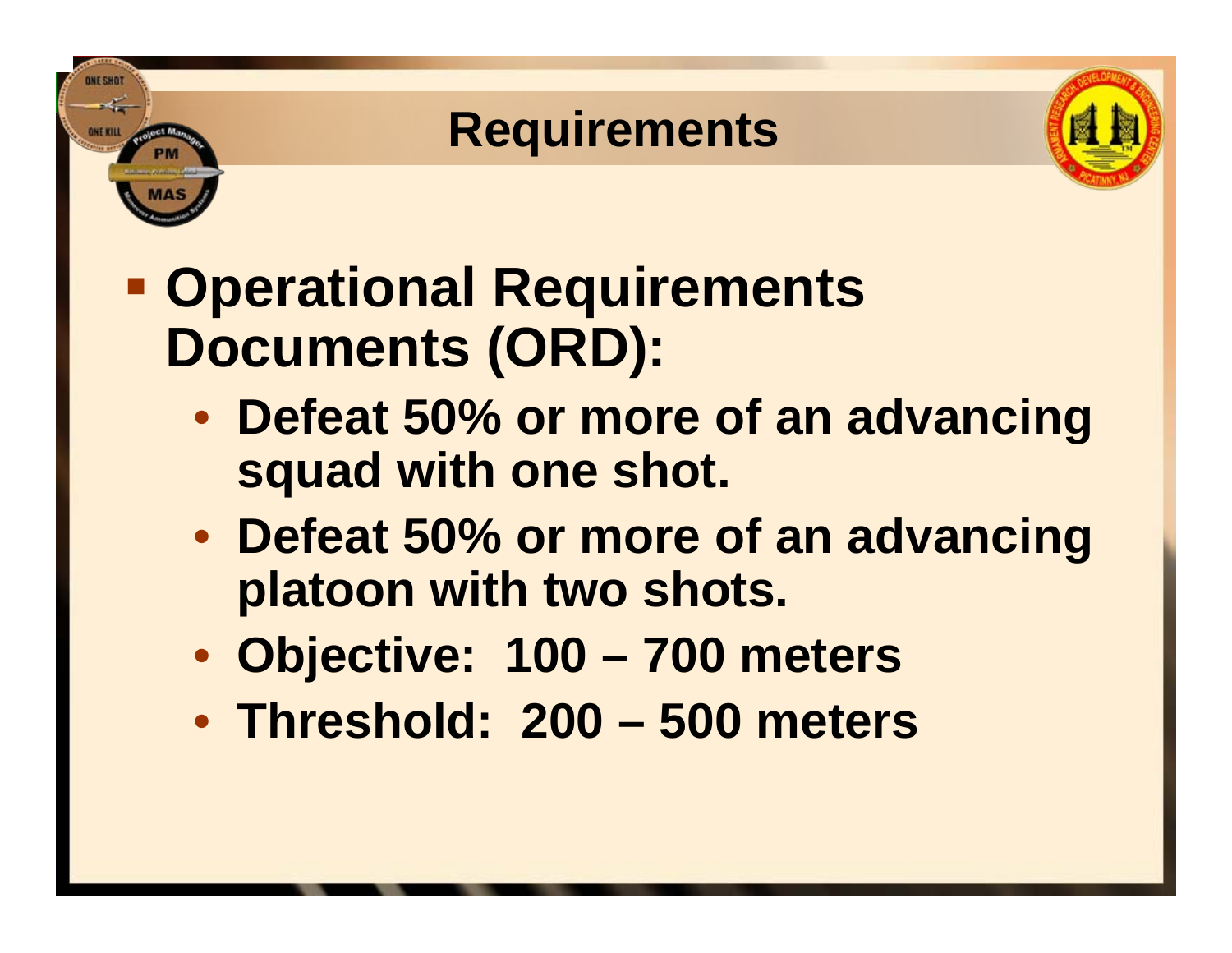# Requirements

- **Operational Requirements Documents (ORD):**
  - **Defeat 50% or more of an advancing squad with one shot.**
  - **Defeat 50% or more of an advancing platoon with two shots.**
  - **Objective: 100 – 700 meters**
  - **Threshold: 200 – 500 meters**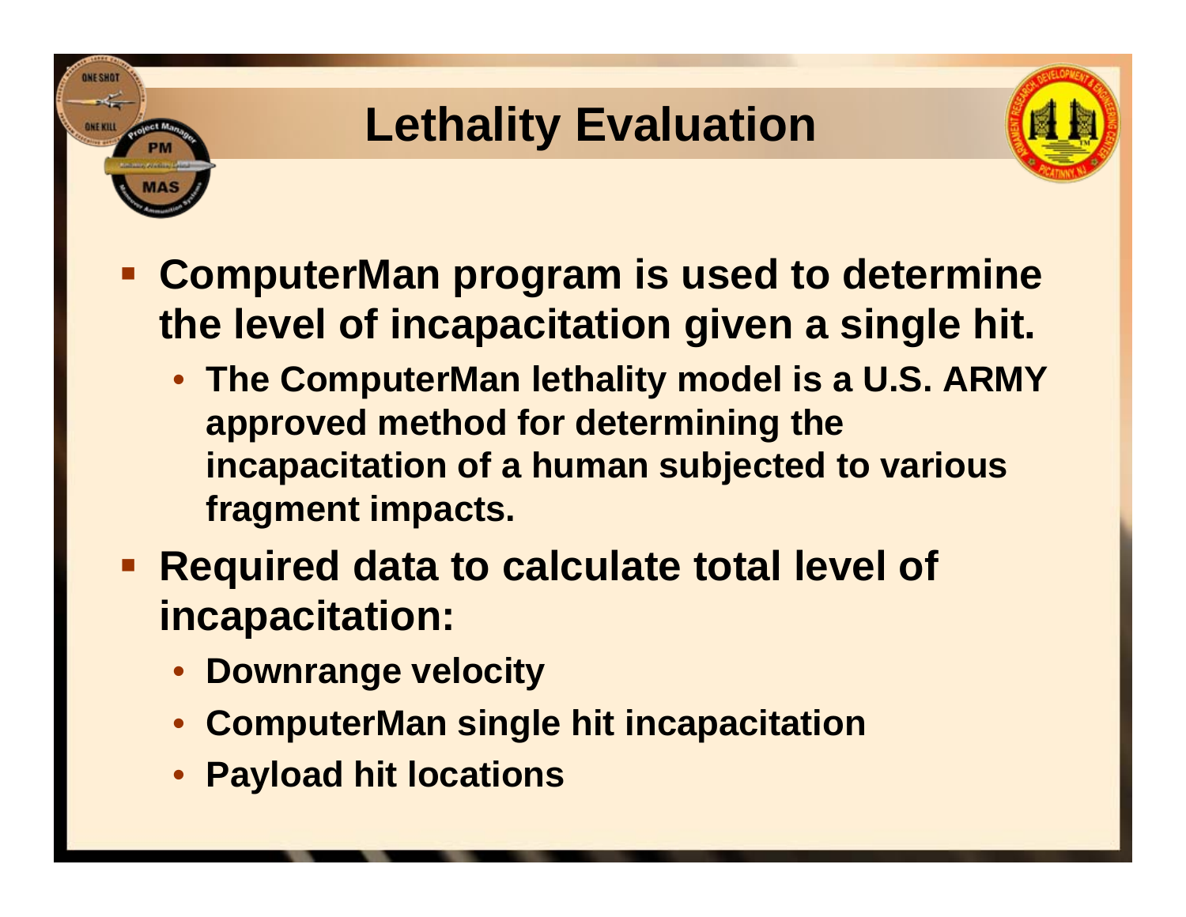# Lethality Evaluation

- **ComputerMan program is used to determine the level of incapacitation given a single hit.**
  - **The ComputerMan lethality model is a U.S. ARMY approved method for determining the incapacitation of a human subjected to various fragment impacts.**
- **Required data to calculate total level of incapacitation:**
  - **Downrange velocity**
  - **ComputerMan single hit incapacitation**
  - **Payload hit locations**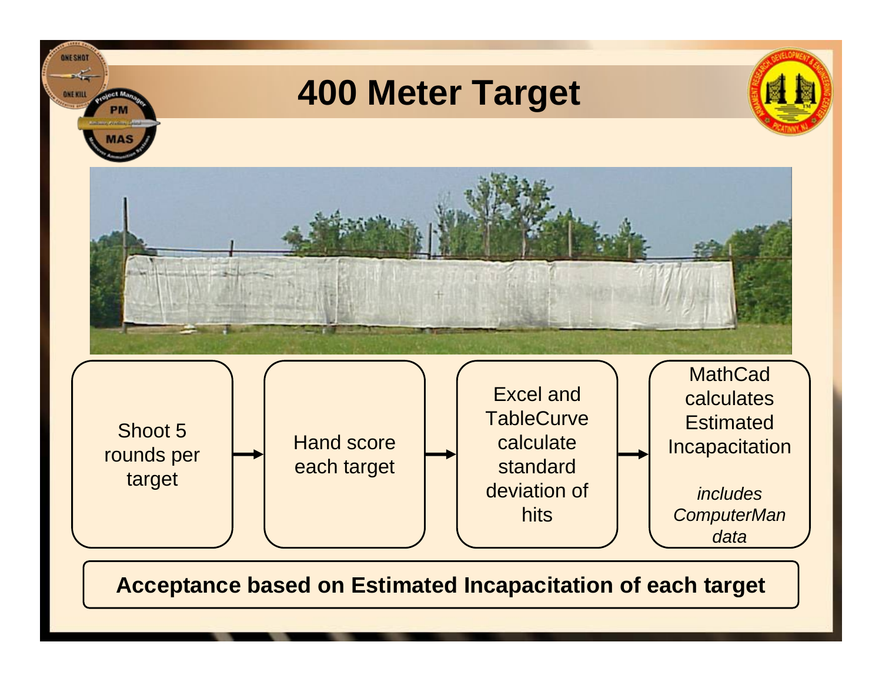# 400 Meter Target

Shoot 5 rounds per target → Hand score each target → Excel and TableCurve calculate standard deviation of hits → MathCad calculates Estimated Incapacitation

*includes ComputerMan data*

**Acceptance based on Estimated Incapacitation of each target**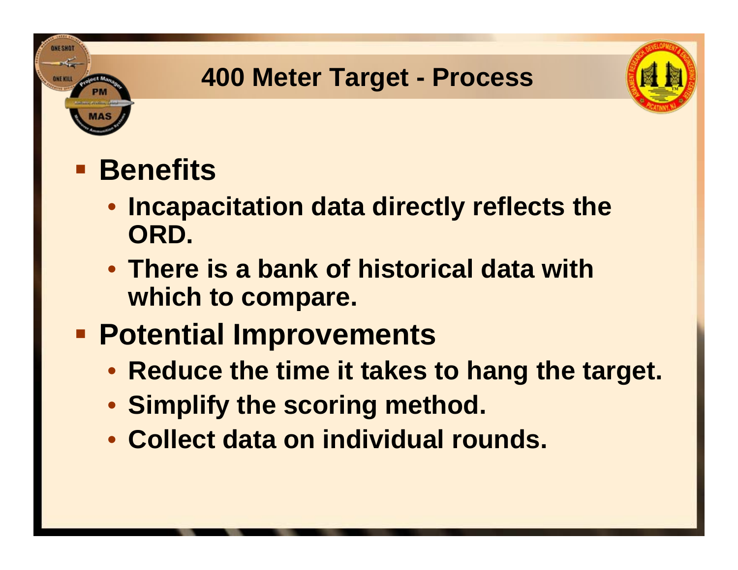# 400 Meter Target - Process

- **Benefits**
  - **Incapacitation data directly reflects the ORD.**
  - **There is a bank of historical data with which to compare.**
- **Potential Improvements**
  - **Reduce the time it takes to hang the target.**
  - **Simplify the scoring method.**
  - **Collect data on individual rounds.**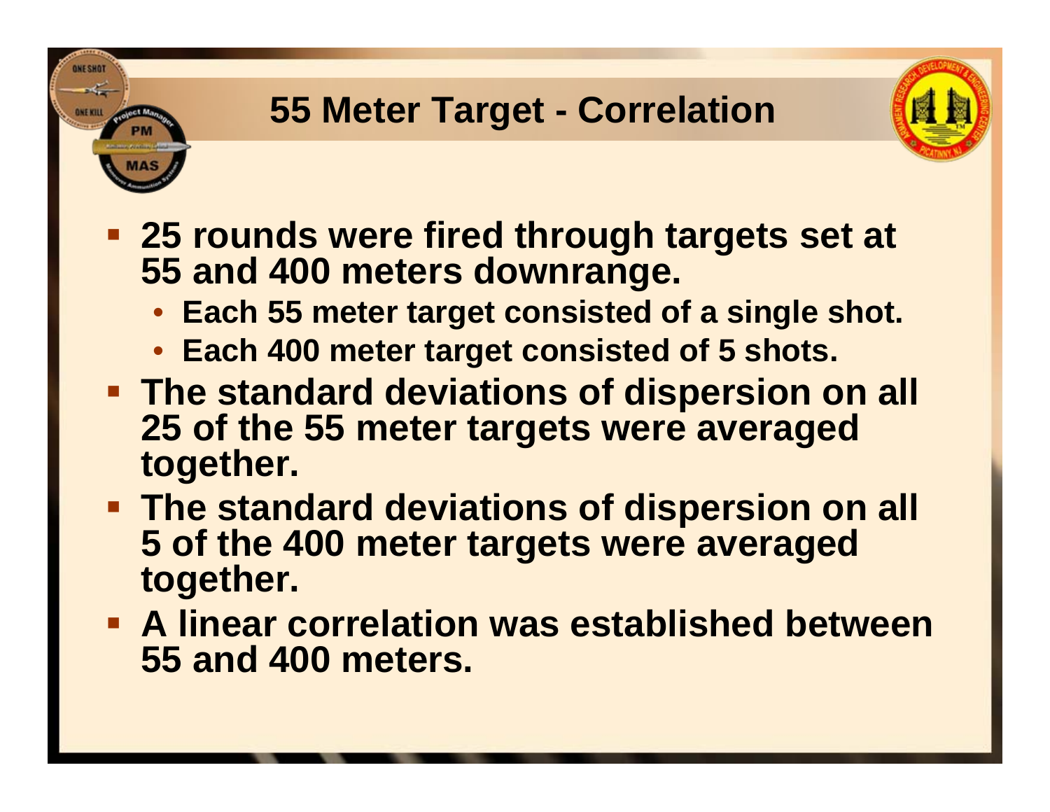# 55 Meter Target - Correlation

- **25 rounds were fired through targets set at 55 and 400 meters downrange.**
  - **Each 55 meter target consisted of a single shot.**
  - **Each 400 meter target consisted of 5 shots.**
- **The standard deviations of dispersion on all 25 of the 55 meter targets were averaged together.**
- **The standard deviations of dispersion on all 5 of the 400 meter targets were averaged together.**
- **A linear correlation was established between 55 and 400 meters.**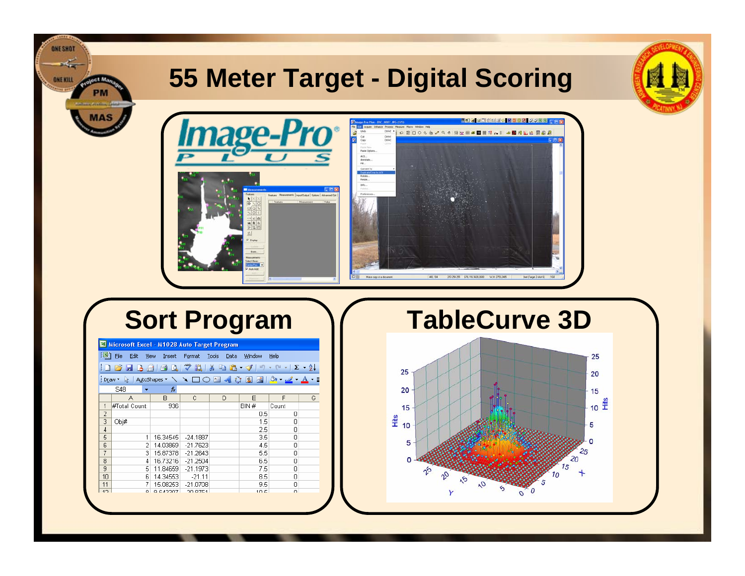# 55 Meter Target - Digital Scoring

## Image-Pro Plus

## Sort Program

| | A | B | C | D | E | F | G |
|---|---|---|---|---|---|---|---|
| 1 | #Total Count: | 936 | | | BIN # | Count | |
| 2 | | | | | 0.5 | 0 | |
| 3 | Obj# | | | | 1.5 | 0 | |
| 4 | | | | | 2.5 | 0 | |
| 5 | 1 | 16.34545 | -24.1887 | | 3.5 | 0 | |
| 6 | 2 | 14.03869 | -21.7623 | | 4.5 | 0 | |
| 7 | 3 | 15.87378 | -21.2643 | | 5.5 | 0 | |
| 8 | 4 | 16.73216 | -21.2504 | | 6.5 | 0 | |
| 9 | 5 | 11.84659 | -21.1973 | | 7.5 | 0 | |
| 10 | 6 | 14.34553 | -21.11 | | 8.5 | 0 | |
| 11 | 7 | 15.08253 | -21.0708 | | 9.5 | 0 | |

## TableCurve 3D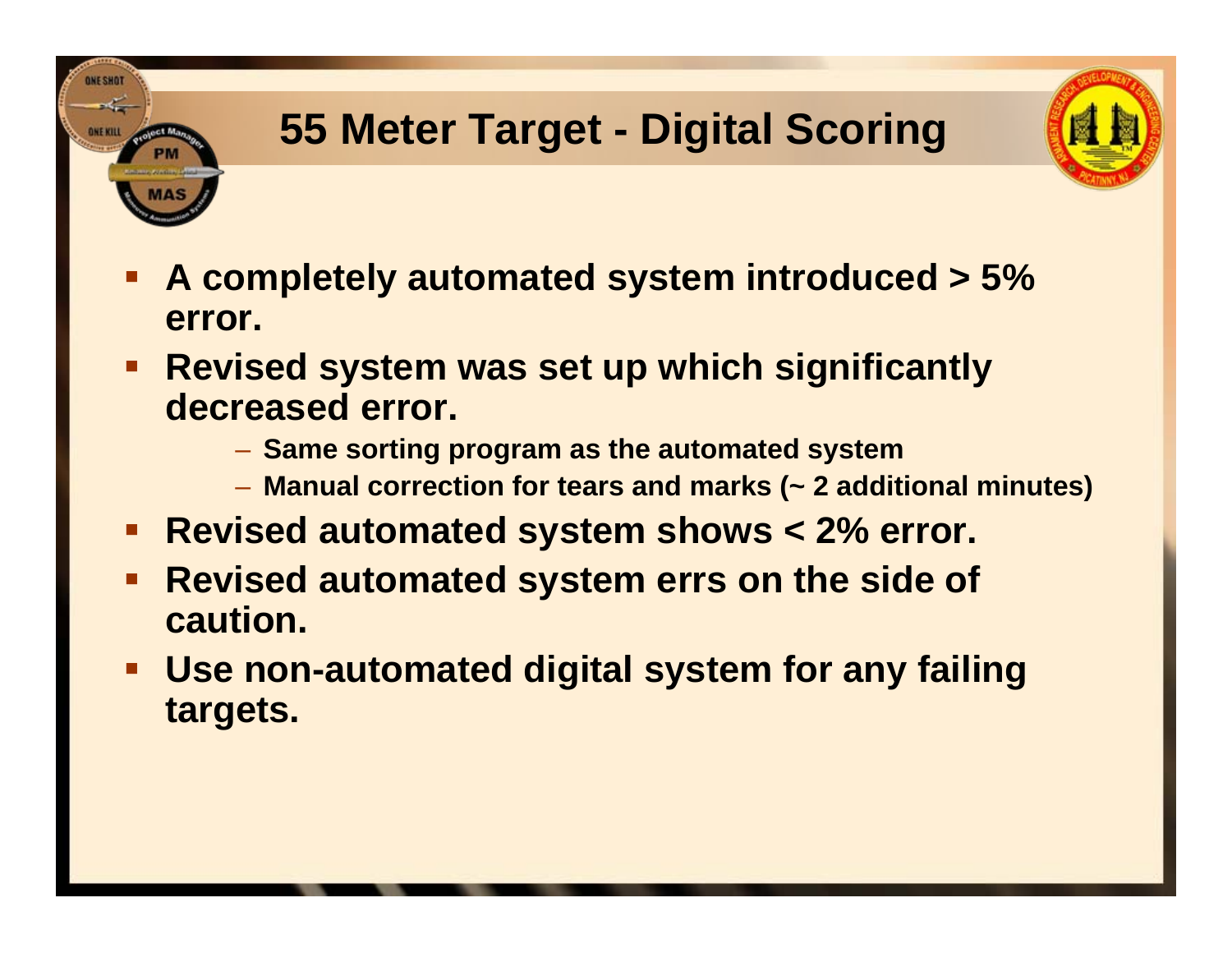# 55 Meter Target - Digital Scoring

- **A completely automated system introduced > 5% error.**
- **Revised system was set up which significantly decreased error.**
  - **Same sorting program as the automated system**
  - **Manual correction for tears and marks (~ 2 additional minutes)**
- **Revised automated system shows < 2% error.**
- **Revised automated system errs on the side of caution.**
- **Use non-automated digital system for any failing targets.**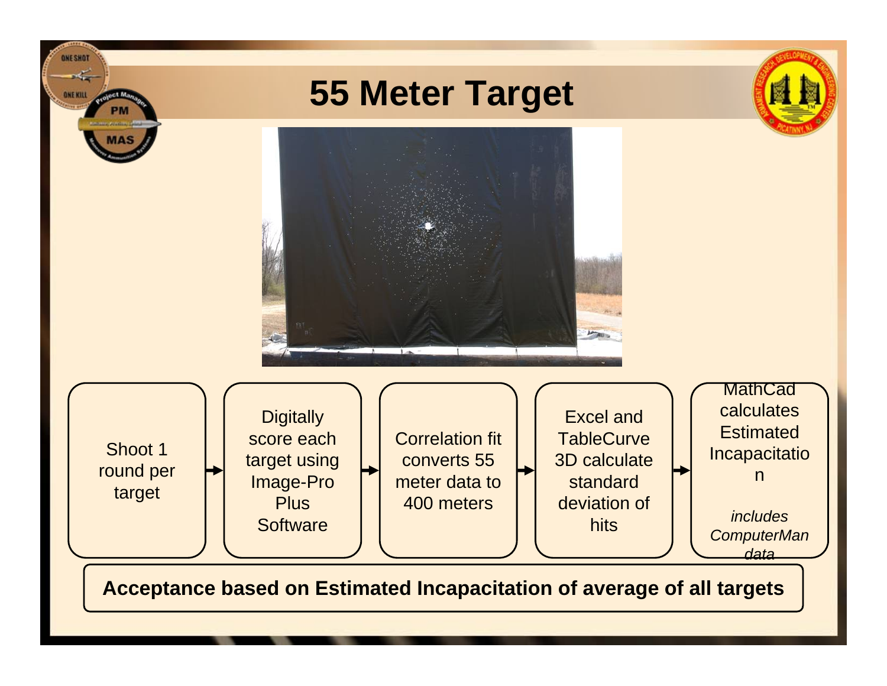# 55 Meter Target

Shoot 1 round per target → Digitally score each target using Image-Pro Plus Software → Correlation fit converts 55 meter data to 400 meters → Excel and TableCurve 3D calculate standard deviation of hits → MathCad calculates Estimated Incapacitation

*includes ComputerMan data*

**Acceptance based on Estimated Incapacitation of average of all targets**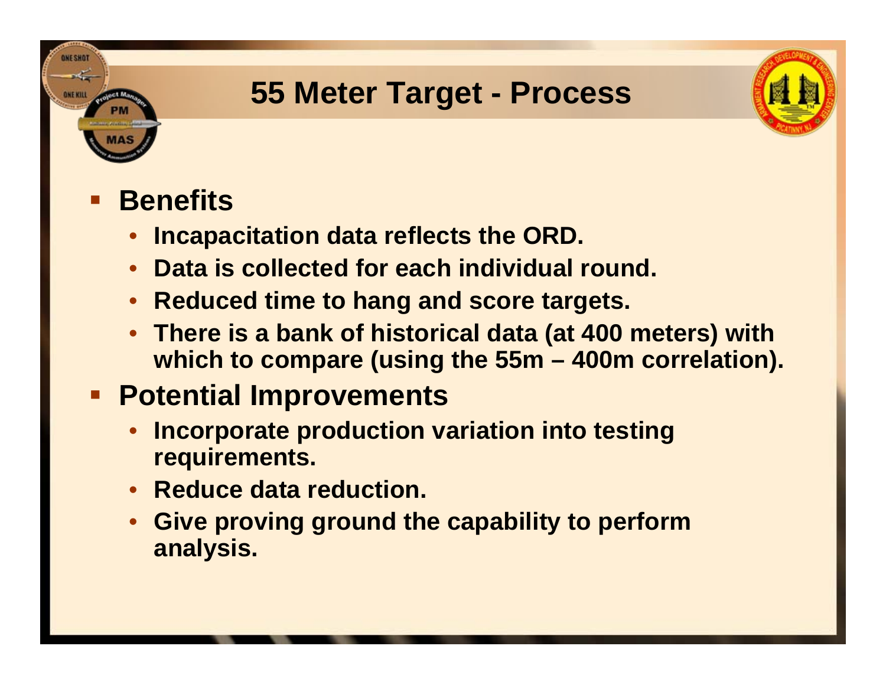# 55 Meter Target - Process

- **Benefits**
  - **Incapacitation data reflects the ORD.**
  - **Data is collected for each individual round.**
  - **Reduced time to hang and score targets.**
  - **There is a bank of historical data (at 400 meters) with which to compare (using the 55m – 400m correlation).**
- **Potential Improvements**
  - **Incorporate production variation into testing requirements.**
  - **Reduce data reduction.**
  - **Give proving ground the capability to perform analysis.**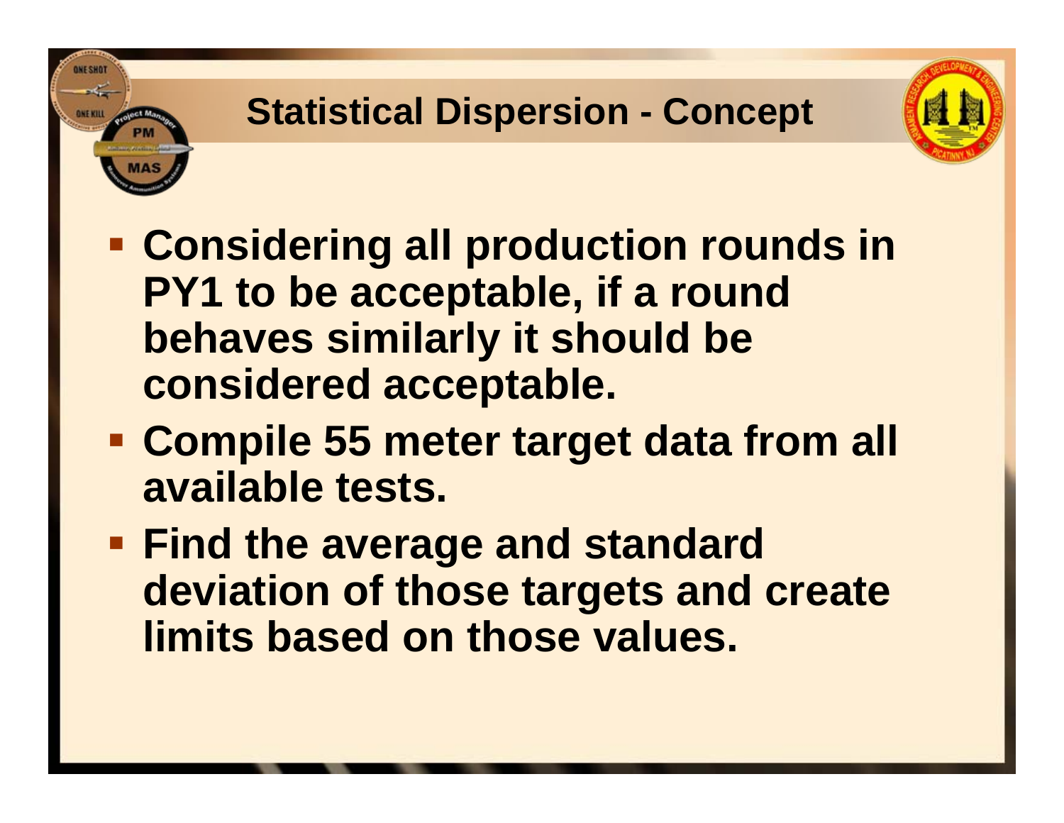# Statistical Dispersion - Concept

- Considering all production rounds in PY1 to be acceptable, if a round behaves similarly it should be considered acceptable.
- Compile 55 meter target data from all available tests.
- Find the average and standard deviation of those targets and create limits based on those values.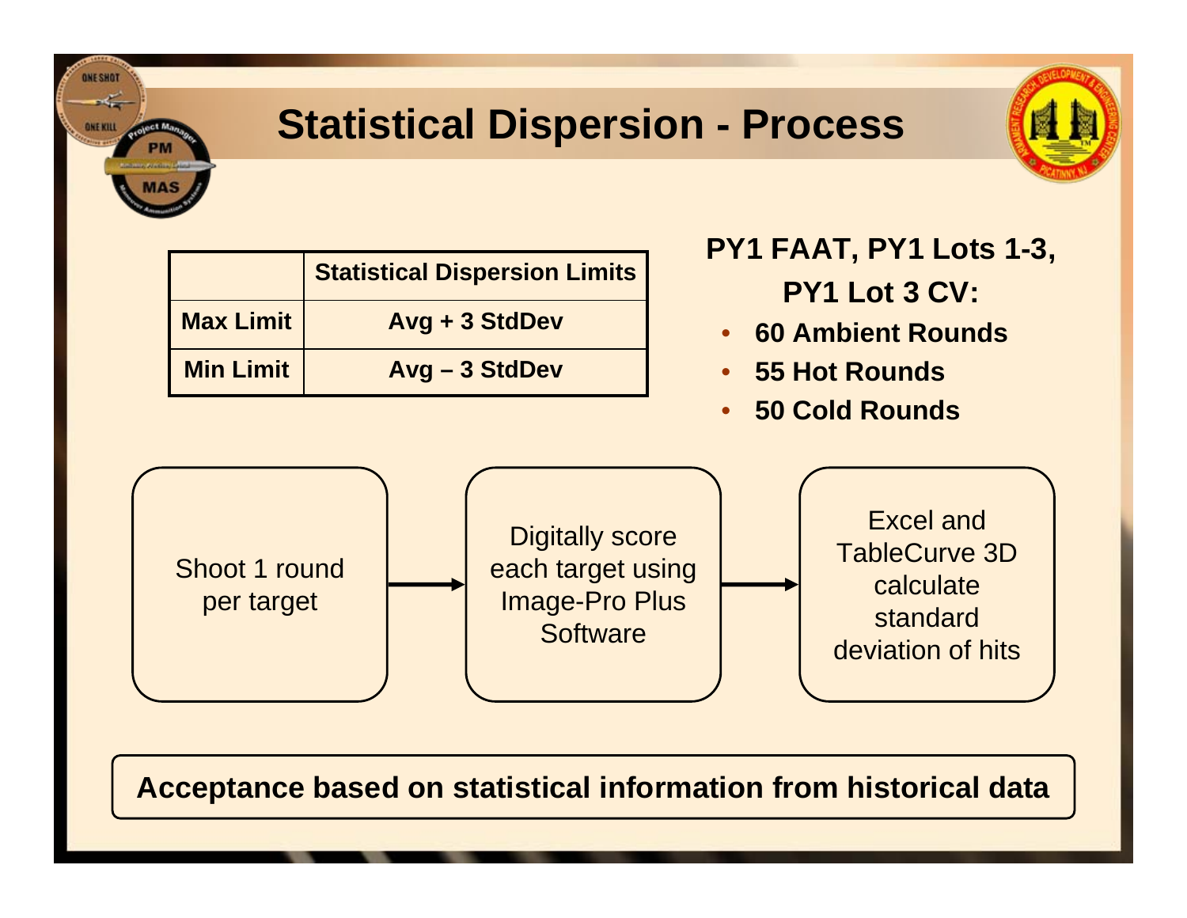# Statistical Dispersion - Process

| | Statistical Dispersion Limits |
|---|---|
| Max Limit | Avg + 3 StdDev |
| Min Limit | Avg – 3 StdDev |

**PY1 FAAT, PY1 Lots 1-3, PY1 Lot 3 CV:**

- **60 Ambient Rounds**
- **55 Hot Rounds**
- **50 Cold Rounds**

Shoot 1 round per target → Digitally score each target using Image-Pro Plus Software → Excel and TableCurve 3D calculate standard deviation of hits

**Acceptance based on statistical information from historical data**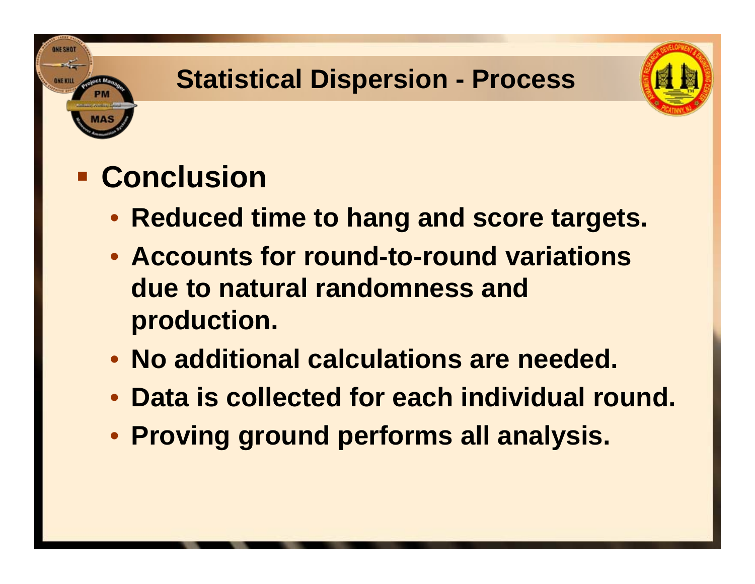# Statistical Dispersion - Process

- **Conclusion**
  - Reduced time to hang and score targets.
  - Accounts for round-to-round variations due to natural randomness and production.
  - No additional calculations are needed.
  - Data is collected for each individual round.
  - Proving ground performs all analysis.